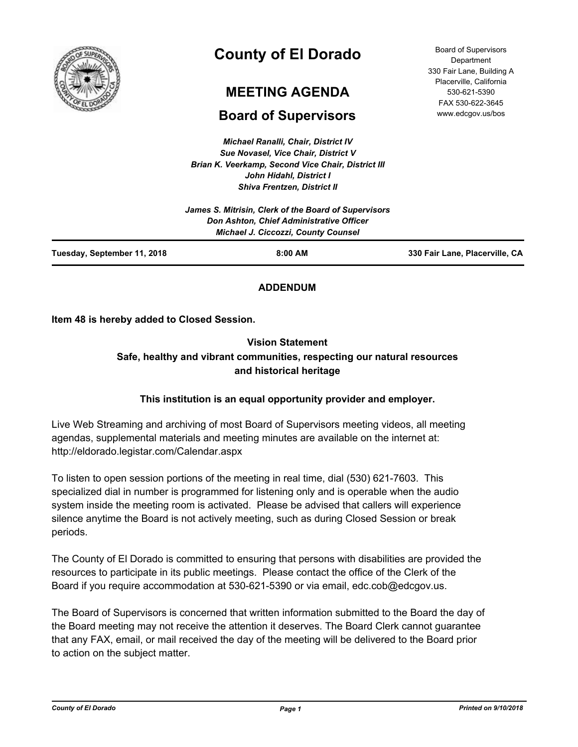# County of El Dorado

## MEETING AGENDA

## Board of Supervisors

Board of Supervisors Department
330 Fair Lane, Building A
Placerville, California
530-621-5390
FAX 530-622-3645
www.edcgov.us/bos

*Michael Ranalli, Chair, District IV*
*Sue Novasel, Vice Chair, District V*
*Brian K. Veerkamp, Second Vice Chair, District III*
*John Hidahl, District I*
*Shiva Frentzen, District II*

*James S. Mitrisin, Clerk of the Board of Supervisors*
*Don Ashton, Chief Administrative Officer*
*Michael J. Ciccozzi, County Counsel*

**Tuesday, September 11, 2018** | **8:00 AM** | **330 Fair Lane, Placerville, CA**

**ADDENDUM**

**Item 48 is hereby added to Closed Session.**

**Vision Statement**
**Safe, healthy and vibrant communities, respecting our natural resources and historical heritage**

**This institution is an equal opportunity provider and employer.**

Live Web Streaming and archiving of most Board of Supervisors meeting videos, all meeting agendas, supplemental materials and meeting minutes are available on the internet at: http://eldorado.legistar.com/Calendar.aspx

To listen to open session portions of the meeting in real time, dial (530) 621-7603. This specialized dial in number is programmed for listening only and is operable when the audio system inside the meeting room is activated. Please be advised that callers will experience silence anytime the Board is not actively meeting, such as during Closed Session or break periods.

The County of El Dorado is committed to ensuring that persons with disabilities are provided the resources to participate in its public meetings. Please contact the office of the Clerk of the Board if you require accommodation at 530-621-5390 or via email, edc.cob@edcgov.us.

The Board of Supervisors is concerned that written information submitted to the Board the day of the Board meeting may not receive the attention it deserves. The Board Clerk cannot guarantee that any FAX, email, or mail received the day of the meeting will be delivered to the Board prior to action on the subject matter.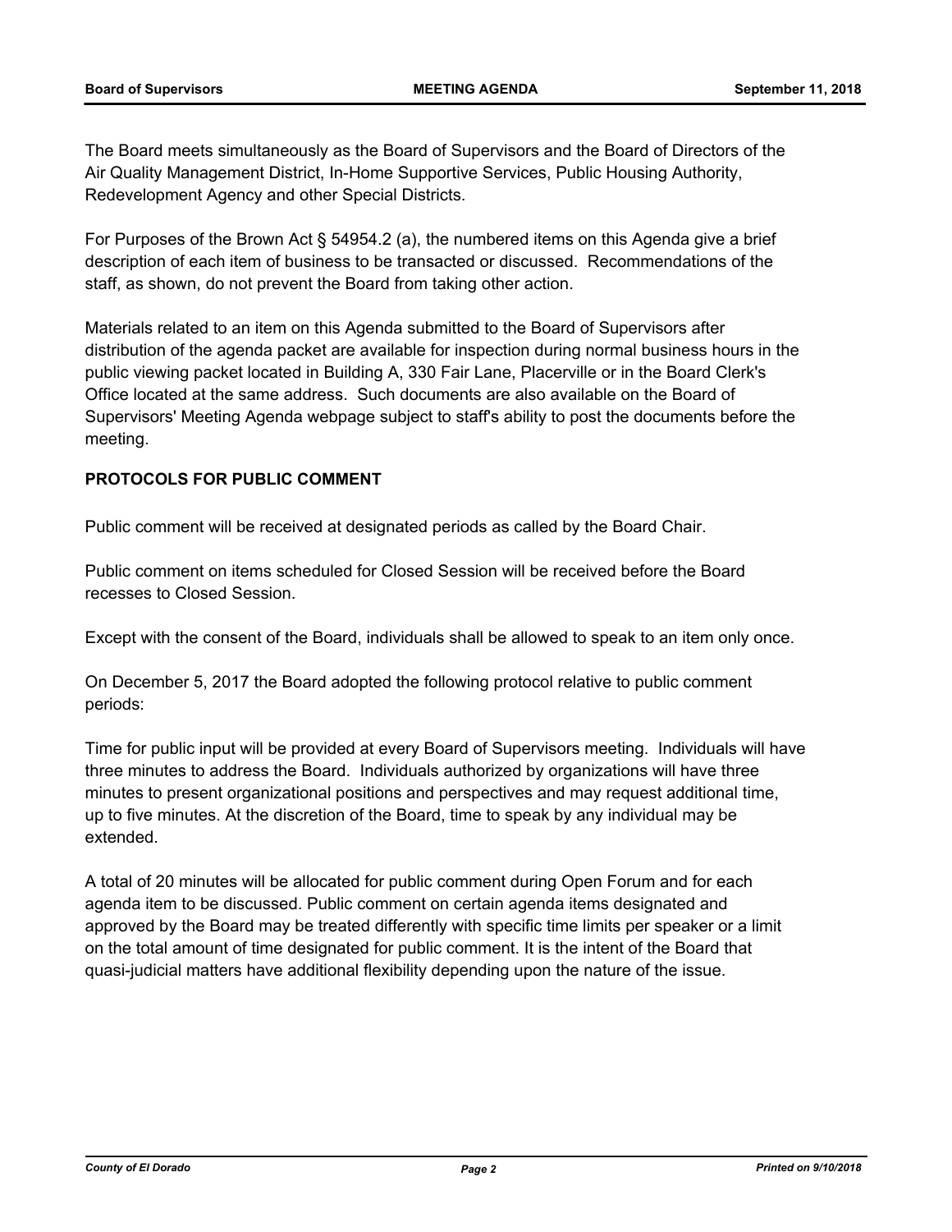The Board meets simultaneously as the Board of Supervisors and the Board of Directors of the Air Quality Management District, In-Home Supportive Services, Public Housing Authority, Redevelopment Agency and other Special Districts.

For Purposes of the Brown Act § 54954.2 (a), the numbered items on this Agenda give a brief description of each item of business to be transacted or discussed. Recommendations of the staff, as shown, do not prevent the Board from taking other action.

Materials related to an item on this Agenda submitted to the Board of Supervisors after distribution of the agenda packet are available for inspection during normal business hours in the public viewing packet located in Building A, 330 Fair Lane, Placerville or in the Board Clerk's Office located at the same address. Such documents are also available on the Board of Supervisors' Meeting Agenda webpage subject to staff's ability to post the documents before the meeting.

**PROTOCOLS FOR PUBLIC COMMENT**

Public comment will be received at designated periods as called by the Board Chair.

Public comment on items scheduled for Closed Session will be received before the Board recesses to Closed Session.

Except with the consent of the Board, individuals shall be allowed to speak to an item only once.

On December 5, 2017 the Board adopted the following protocol relative to public comment periods:

Time for public input will be provided at every Board of Supervisors meeting. Individuals will have three minutes to address the Board. Individuals authorized by organizations will have three minutes to present organizational positions and perspectives and may request additional time, up to five minutes. At the discretion of the Board, time to speak by any individual may be extended.

A total of 20 minutes will be allocated for public comment during Open Forum and for each agenda item to be discussed. Public comment on certain agenda items designated and approved by the Board may be treated differently with specific time limits per speaker or a limit on the total amount of time designated for public comment. It is the intent of the Board that quasi-judicial matters have additional flexibility depending upon the nature of the issue.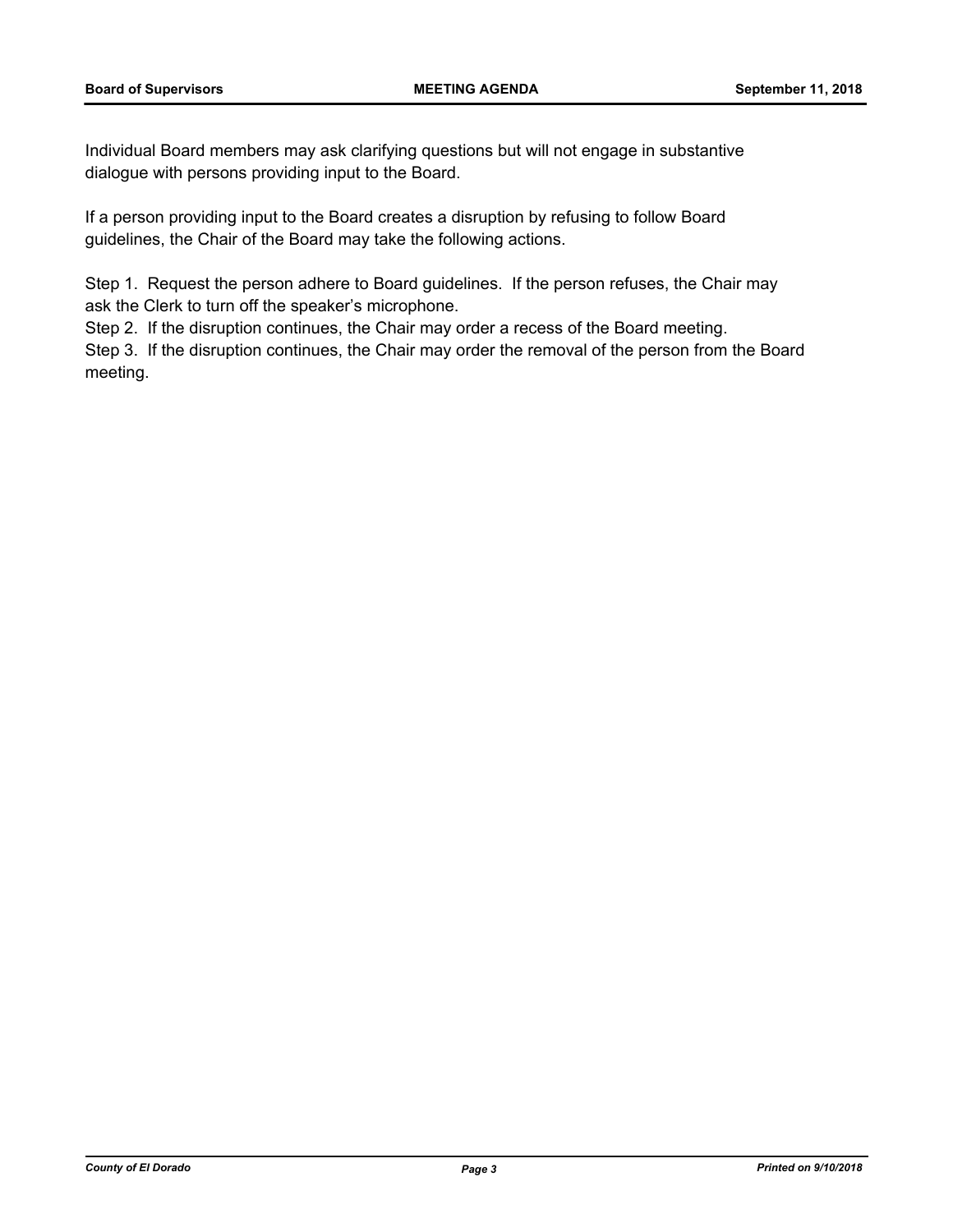Individual Board members may ask clarifying questions but will not engage in substantive dialogue with persons providing input to the Board.

If a person providing input to the Board creates a disruption by refusing to follow Board guidelines, the Chair of the Board may take the following actions.

Step 1. Request the person adhere to Board guidelines. If the person refuses, the Chair may ask the Clerk to turn off the speaker's microphone.
Step 2. If the disruption continues, the Chair may order a recess of the Board meeting.
Step 3. If the disruption continues, the Chair may order the removal of the person from the Board meeting.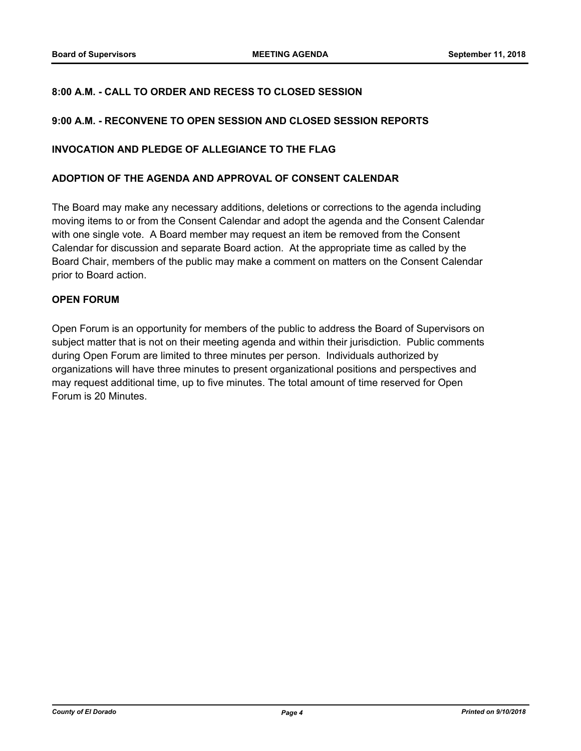**8:00 A.M. - CALL TO ORDER AND RECESS TO CLOSED SESSION**

**9:00 A.M. - RECONVENE TO OPEN SESSION AND CLOSED SESSION REPORTS**

**INVOCATION AND PLEDGE OF ALLEGIANCE TO THE FLAG**

**ADOPTION OF THE AGENDA AND APPROVAL OF CONSENT CALENDAR**

The Board may make any necessary additions, deletions or corrections to the agenda including moving items to or from the Consent Calendar and adopt the agenda and the Consent Calendar with one single vote. A Board member may request an item be removed from the Consent Calendar for discussion and separate Board action. At the appropriate time as called by the Board Chair, members of the public may make a comment on matters on the Consent Calendar prior to Board action.

**OPEN FORUM**

Open Forum is an opportunity for members of the public to address the Board of Supervisors on subject matter that is not on their meeting agenda and within their jurisdiction. Public comments during Open Forum are limited to three minutes per person. Individuals authorized by organizations will have three minutes to present organizational positions and perspectives and may request additional time, up to five minutes. The total amount of time reserved for Open Forum is 20 Minutes.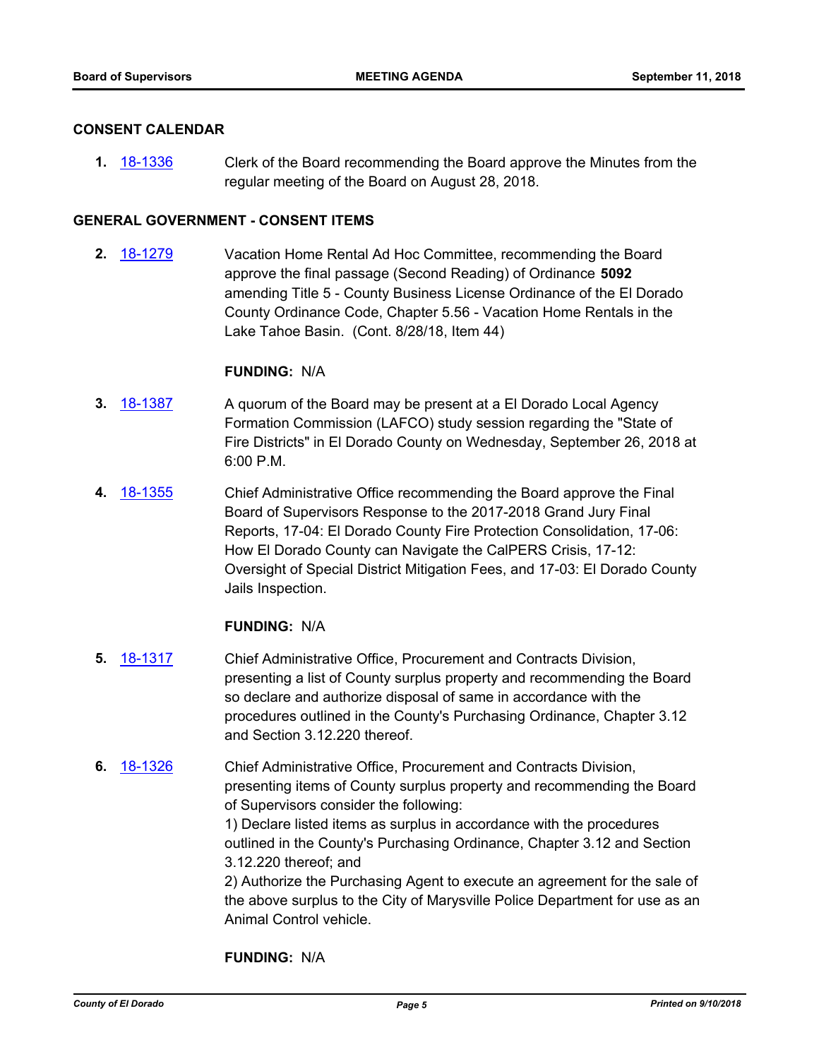## CONSENT CALENDAR

**1.** 18-1336 Clerk of the Board recommending the Board approve the Minutes from the regular meeting of the Board on August 28, 2018.

## GENERAL GOVERNMENT - CONSENT ITEMS

**2.** 18-1279 Vacation Home Rental Ad Hoc Committee, recommending the Board approve the final passage (Second Reading) of Ordinance **5092** amending Title 5 - County Business License Ordinance of the El Dorado County Ordinance Code, Chapter 5.56 - Vacation Home Rentals in the Lake Tahoe Basin. (Cont. 8/28/18, Item 44)

**FUNDING:** N/A

**3.** 18-1387 A quorum of the Board may be present at a El Dorado Local Agency Formation Commission (LAFCO) study session regarding the "State of Fire Districts" in El Dorado County on Wednesday, September 26, 2018 at 6:00 P.M.

**4.** 18-1355 Chief Administrative Office recommending the Board approve the Final Board of Supervisors Response to the 2017-2018 Grand Jury Final Reports, 17-04: El Dorado County Fire Protection Consolidation, 17-06: How El Dorado County can Navigate the CalPERS Crisis, 17-12: Oversight of Special District Mitigation Fees, and 17-03: El Dorado County Jails Inspection.

**FUNDING:** N/A

**5.** 18-1317 Chief Administrative Office, Procurement and Contracts Division, presenting a list of County surplus property and recommending the Board so declare and authorize disposal of same in accordance with the procedures outlined in the County's Purchasing Ordinance, Chapter 3.12 and Section 3.12.220 thereof.

**6.** 18-1326 Chief Administrative Office, Procurement and Contracts Division, presenting items of County surplus property and recommending the Board of Supervisors consider the following:
1) Declare listed items as surplus in accordance with the procedures outlined in the County's Purchasing Ordinance, Chapter 3.12 and Section 3.12.220 thereof; and
2) Authorize the Purchasing Agent to execute an agreement for the sale of the above surplus to the City of Marysville Police Department for use as an Animal Control vehicle.

**FUNDING:** N/A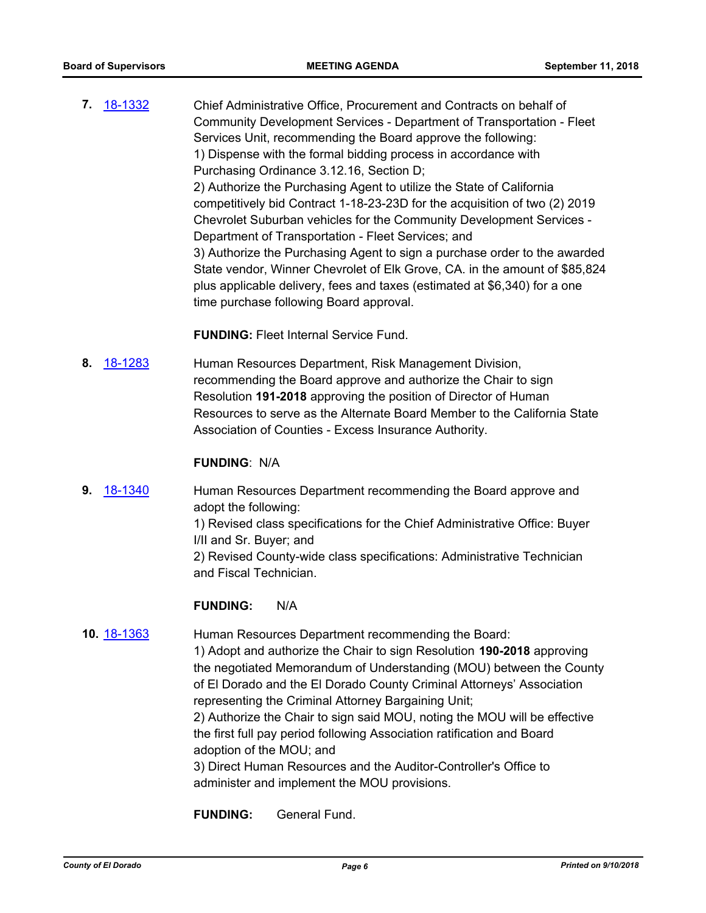**7.** 18-1332

Chief Administrative Office, Procurement and Contracts on behalf of Community Development Services - Department of Transportation - Fleet Services Unit, recommending the Board approve the following:
1) Dispense with the formal bidding process in accordance with Purchasing Ordinance 3.12.16, Section D;
2) Authorize the Purchasing Agent to utilize the State of California competitively bid Contract 1-18-23-23D for the acquisition of two (2) 2019 Chevrolet Suburban vehicles for the Community Development Services - Department of Transportation - Fleet Services; and
3) Authorize the Purchasing Agent to sign a purchase order to the awarded State vendor, Winner Chevrolet of Elk Grove, CA. in the amount of $85,824 plus applicable delivery, fees and taxes (estimated at $6,340) for a one time purchase following Board approval.

**FUNDING:** Fleet Internal Service Fund.

**8.** 18-1283

Human Resources Department, Risk Management Division, recommending the Board approve and authorize the Chair to sign Resolution **191-2018** approving the position of Director of Human Resources to serve as the Alternate Board Member to the California State Association of Counties - Excess Insurance Authority.

**FUNDING**: N/A

**9.** 18-1340

Human Resources Department recommending the Board approve and adopt the following:
1) Revised class specifications for the Chief Administrative Office: Buyer I/II and Sr. Buyer; and
2) Revised County-wide class specifications: Administrative Technician and Fiscal Technician.

**FUNDING:** N/A

**10.** 18-1363

Human Resources Department recommending the Board:
1) Adopt and authorize the Chair to sign Resolution **190-2018** approving the negotiated Memorandum of Understanding (MOU) between the County of El Dorado and the El Dorado County Criminal Attorneys' Association representing the Criminal Attorney Bargaining Unit;
2) Authorize the Chair to sign said MOU, noting the MOU will be effective the first full pay period following Association ratification and Board adoption of the MOU; and
3) Direct Human Resources and the Auditor-Controller's Office to administer and implement the MOU provisions.

**FUNDING:** General Fund.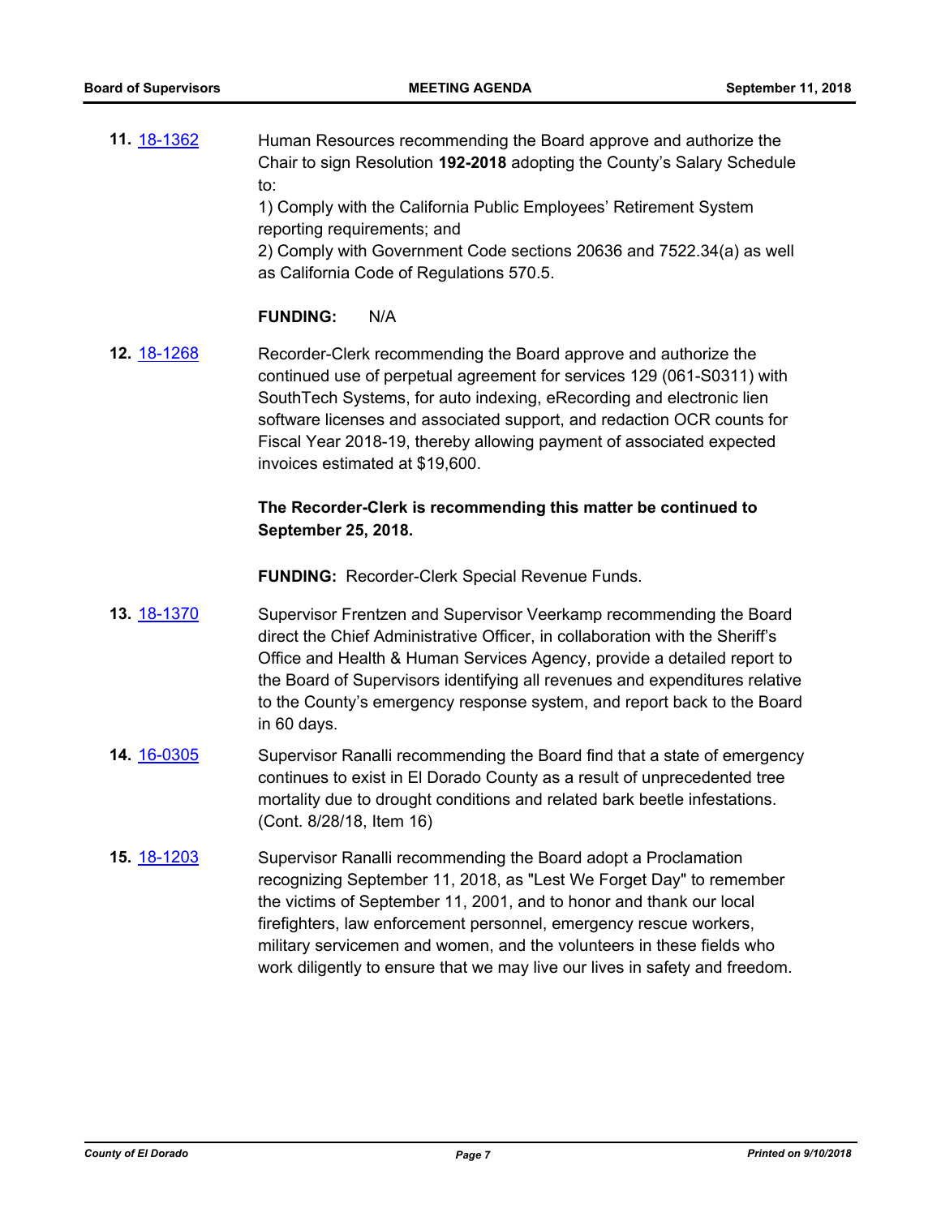**11.** [18-1362](18-1362) Human Resources recommending the Board approve and authorize the Chair to sign Resolution **192-2018** adopting the County's Salary Schedule to:

1) Comply with the California Public Employees' Retirement System reporting requirements; and
2) Comply with Government Code sections 20636 and 7522.34(a) as well as California Code of Regulations 570.5.

**FUNDING:** N/A

**12.** [18-1268](18-1268) Recorder-Clerk recommending the Board approve and authorize the continued use of perpetual agreement for services 129 (061-S0311) with SouthTech Systems, for auto indexing, eRecording and electronic lien software licenses and associated support, and redaction OCR counts for Fiscal Year 2018-19, thereby allowing payment of associated expected invoices estimated at $19,600.

**The Recorder-Clerk is recommending this matter be continued to September 25, 2018.**

**FUNDING:** Recorder-Clerk Special Revenue Funds.

**13.** [18-1370](18-1370) Supervisor Frentzen and Supervisor Veerkamp recommending the Board direct the Chief Administrative Officer, in collaboration with the Sheriff's Office and Health & Human Services Agency, provide a detailed report to the Board of Supervisors identifying all revenues and expenditures relative to the County's emergency response system, and report back to the Board in 60 days.

**14.** [16-0305](16-0305) Supervisor Ranalli recommending the Board find that a state of emergency continues to exist in El Dorado County as a result of unprecedented tree mortality due to drought conditions and related bark beetle infestations. (Cont. 8/28/18, Item 16)

**15.** [18-1203](18-1203) Supervisor Ranalli recommending the Board adopt a Proclamation recognizing September 11, 2018, as "Lest We Forget Day" to remember the victims of September 11, 2001, and to honor and thank our local firefighters, law enforcement personnel, emergency rescue workers, military servicemen and women, and the volunteers in these fields who work diligently to ensure that we may live our lives in safety and freedom.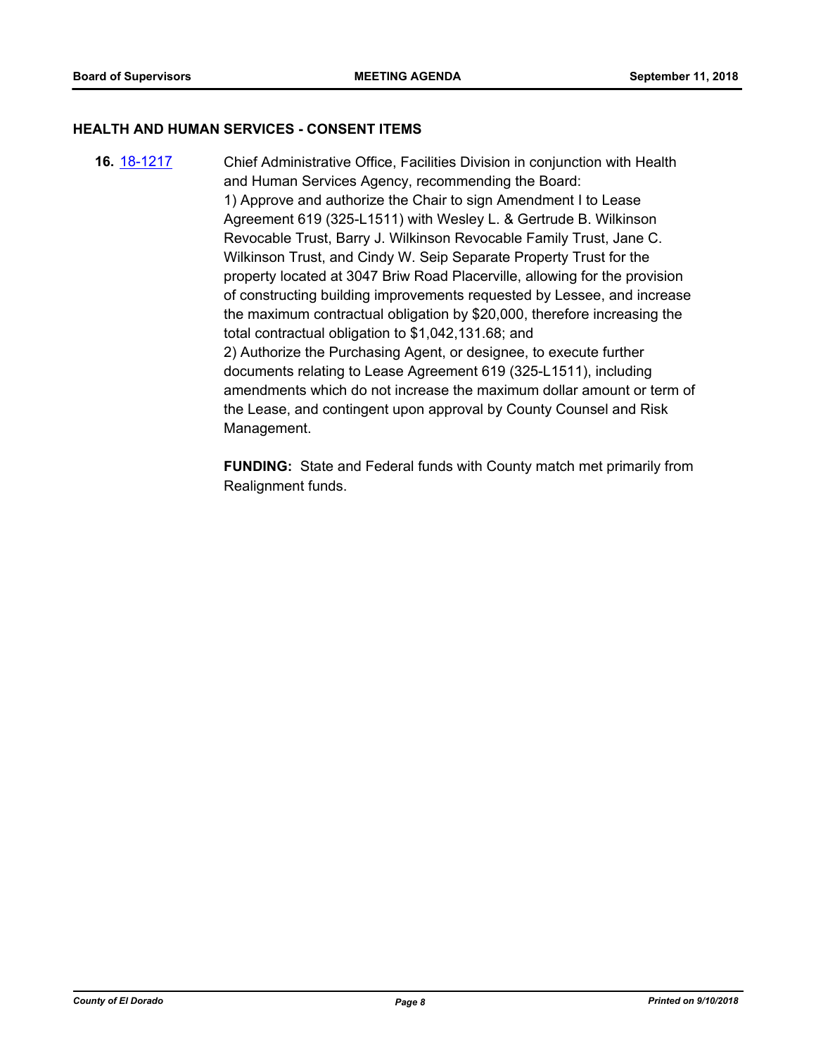### HEALTH AND HUMAN SERVICES - CONSENT ITEMS

**16.** 18-1217 Chief Administrative Office, Facilities Division in conjunction with Health and Human Services Agency, recommending the Board:
1) Approve and authorize the Chair to sign Amendment I to Lease Agreement 619 (325-L1511) with Wesley L. & Gertrude B. Wilkinson Revocable Trust, Barry J. Wilkinson Revocable Family Trust, Jane C. Wilkinson Trust, and Cindy W. Seip Separate Property Trust for the property located at 3047 Briw Road Placerville, allowing for the provision of constructing building improvements requested by Lessee, and increase the maximum contractual obligation by $20,000, therefore increasing the total contractual obligation to $1,042,131.68; and
2) Authorize the Purchasing Agent, or designee, to execute further documents relating to Lease Agreement 619 (325-L1511), including amendments which do not increase the maximum dollar amount or term of the Lease, and contingent upon approval by County Counsel and Risk Management.

**FUNDING:** State and Federal funds with County match met primarily from Realignment funds.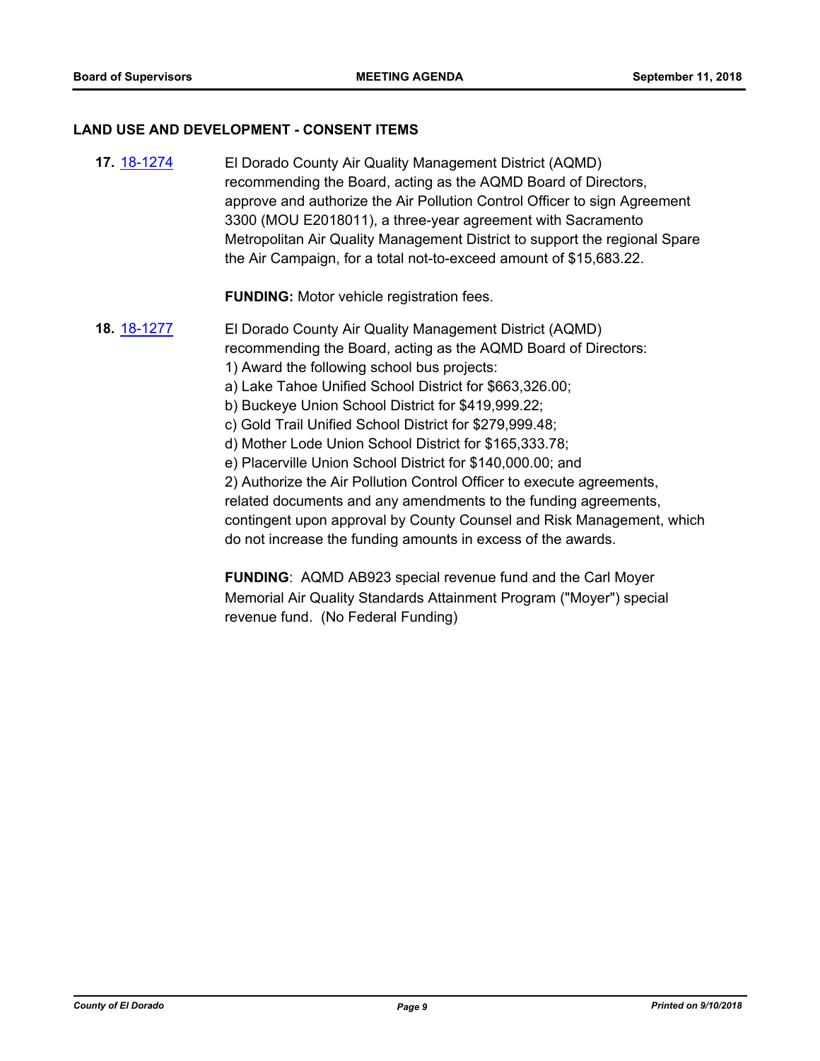## LAND USE AND DEVELOPMENT - CONSENT ITEMS

**17.** 18-1274

El Dorado County Air Quality Management District (AQMD) recommending the Board, acting as the AQMD Board of Directors, approve and authorize the Air Pollution Control Officer to sign Agreement 3300 (MOU E2018011), a three-year agreement with Sacramento Metropolitan Air Quality Management District to support the regional Spare the Air Campaign, for a total not-to-exceed amount of $15,683.22.

**FUNDING:** Motor vehicle registration fees.

**18.** 18-1277

El Dorado County Air Quality Management District (AQMD) recommending the Board, acting as the AQMD Board of Directors:

1) Award the following school bus projects:

a) Lake Tahoe Unified School District for $663,326.00;

b) Buckeye Union School District for $419,999.22;

c) Gold Trail Unified School District for $279,999.48;

d) Mother Lode Union School District for $165,333.78;

e) Placerville Union School District for $140,000.00; and

2) Authorize the Air Pollution Control Officer to execute agreements, related documents and any amendments to the funding agreements, contingent upon approval by County Counsel and Risk Management, which do not increase the funding amounts in excess of the awards.

**FUNDING**: AQMD AB923 special revenue fund and the Carl Moyer Memorial Air Quality Standards Attainment Program ("Moyer") special revenue fund. (No Federal Funding)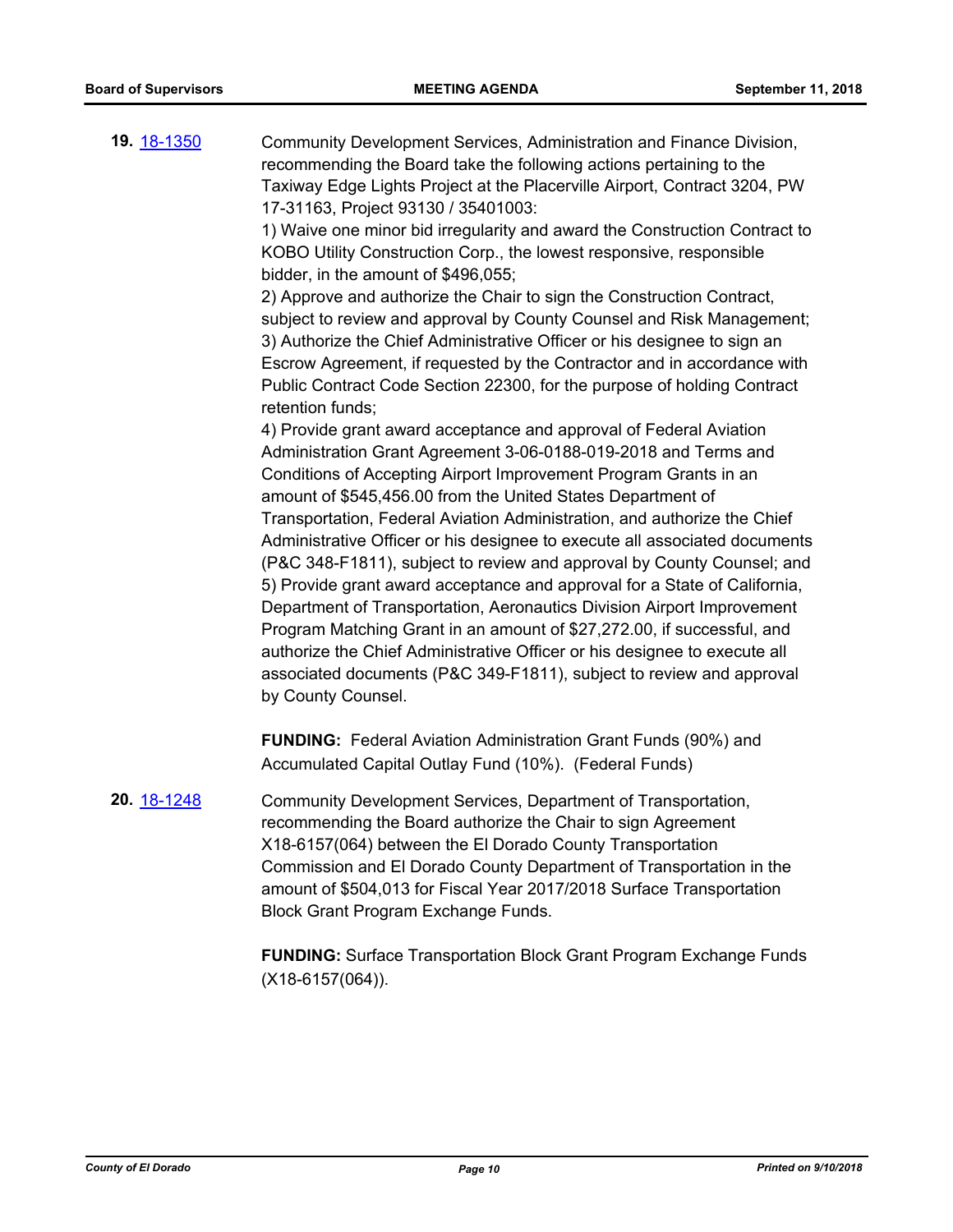**19.** 18-1350 Community Development Services, Administration and Finance Division, recommending the Board take the following actions pertaining to the Taxiway Edge Lights Project at the Placerville Airport, Contract 3204, PW 17-31163, Project 93130 / 35401003:

1) Waive one minor bid irregularity and award the Construction Contract to KOBO Utility Construction Corp., the lowest responsive, responsible bidder, in the amount of $496,055;

2) Approve and authorize the Chair to sign the Construction Contract, subject to review and approval by County Counsel and Risk Management;

3) Authorize the Chief Administrative Officer or his designee to sign an Escrow Agreement, if requested by the Contractor and in accordance with Public Contract Code Section 22300, for the purpose of holding Contract retention funds;

4) Provide grant award acceptance and approval of Federal Aviation Administration Grant Agreement 3-06-0188-019-2018 and Terms and Conditions of Accepting Airport Improvement Program Grants in an amount of $545,456.00 from the United States Department of Transportation, Federal Aviation Administration, and authorize the Chief Administrative Officer or his designee to execute all associated documents (P&C 348-F1811), subject to review and approval by County Counsel; and

5) Provide grant award acceptance and approval for a State of California, Department of Transportation, Aeronautics Division Airport Improvement Program Matching Grant in an amount of $27,272.00, if successful, and authorize the Chief Administrative Officer or his designee to execute all associated documents (P&C 349-F1811), subject to review and approval by County Counsel.

**FUNDING:** Federal Aviation Administration Grant Funds (90%) and Accumulated Capital Outlay Fund (10%). (Federal Funds)

**20.** 18-1248 Community Development Services, Department of Transportation, recommending the Board authorize the Chair to sign Agreement X18-6157(064) between the El Dorado County Transportation Commission and El Dorado County Department of Transportation in the amount of $504,013 for Fiscal Year 2017/2018 Surface Transportation Block Grant Program Exchange Funds.

**FUNDING:** Surface Transportation Block Grant Program Exchange Funds (X18-6157(064)).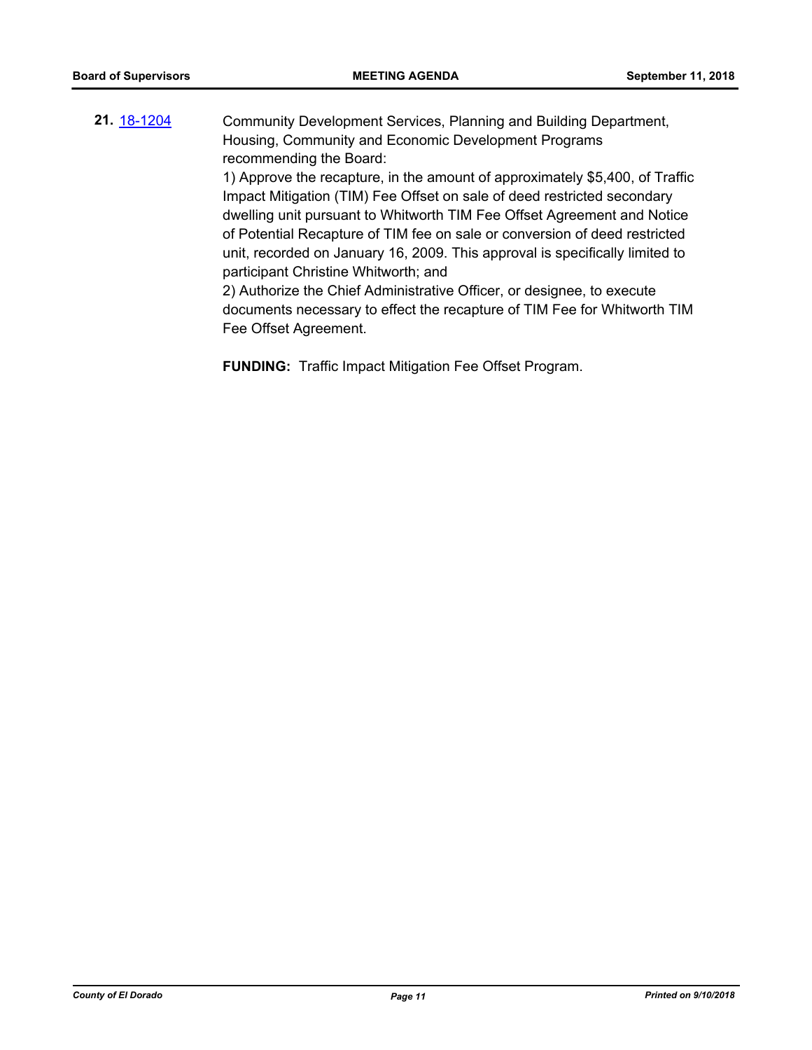**21.** [18-1204](18-1204) Community Development Services, Planning and Building Department, Housing, Community and Economic Development Programs recommending the Board:

1) Approve the recapture, in the amount of approximately $5,400, of Traffic Impact Mitigation (TIM) Fee Offset on sale of deed restricted secondary dwelling unit pursuant to Whitworth TIM Fee Offset Agreement and Notice of Potential Recapture of TIM fee on sale or conversion of deed restricted unit, recorded on January 16, 2009. This approval is specifically limited to participant Christine Whitworth; and

2) Authorize the Chief Administrative Officer, or designee, to execute documents necessary to effect the recapture of TIM Fee for Whitworth TIM Fee Offset Agreement.

**FUNDING:** Traffic Impact Mitigation Fee Offset Program.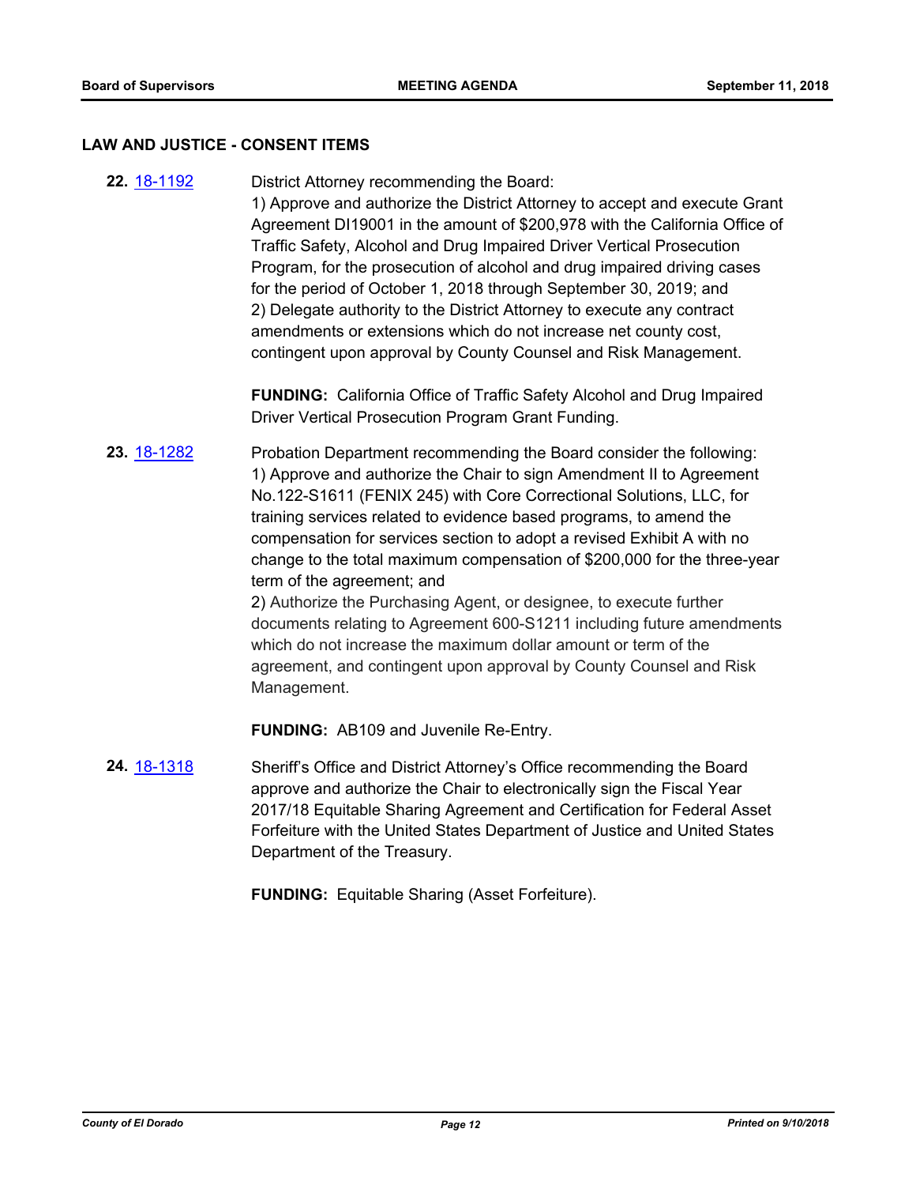## LAW AND JUSTICE - CONSENT ITEMS

**22.** 18-1192 District Attorney recommending the Board:
1) Approve and authorize the District Attorney to accept and execute Grant Agreement DI19001 in the amount of $200,978 with the California Office of Traffic Safety, Alcohol and Drug Impaired Driver Vertical Prosecution Program, for the prosecution of alcohol and drug impaired driving cases for the period of October 1, 2018 through September 30, 2019; and
2) Delegate authority to the District Attorney to execute any contract amendments or extensions which do not increase net county cost, contingent upon approval by County Counsel and Risk Management.

**FUNDING:** California Office of Traffic Safety Alcohol and Drug Impaired Driver Vertical Prosecution Program Grant Funding.

**23.** 18-1282 Probation Department recommending the Board consider the following:
1) Approve and authorize the Chair to sign Amendment II to Agreement No.122-S1611 (FENIX 245) with Core Correctional Solutions, LLC, for training services related to evidence based programs, to amend the compensation for services section to adopt a revised Exhibit A with no change to the total maximum compensation of $200,000 for the three-year term of the agreement; and
2) Authorize the Purchasing Agent, or designee, to execute further documents relating to Agreement 600-S1211 including future amendments which do not increase the maximum dollar amount or term of the agreement, and contingent upon approval by County Counsel and Risk Management.

**FUNDING:** AB109 and Juvenile Re-Entry.

**24.** 18-1318 Sheriff's Office and District Attorney's Office recommending the Board approve and authorize the Chair to electronically sign the Fiscal Year 2017/18 Equitable Sharing Agreement and Certification for Federal Asset Forfeiture with the United States Department of Justice and United States Department of the Treasury.

**FUNDING:** Equitable Sharing (Asset Forfeiture).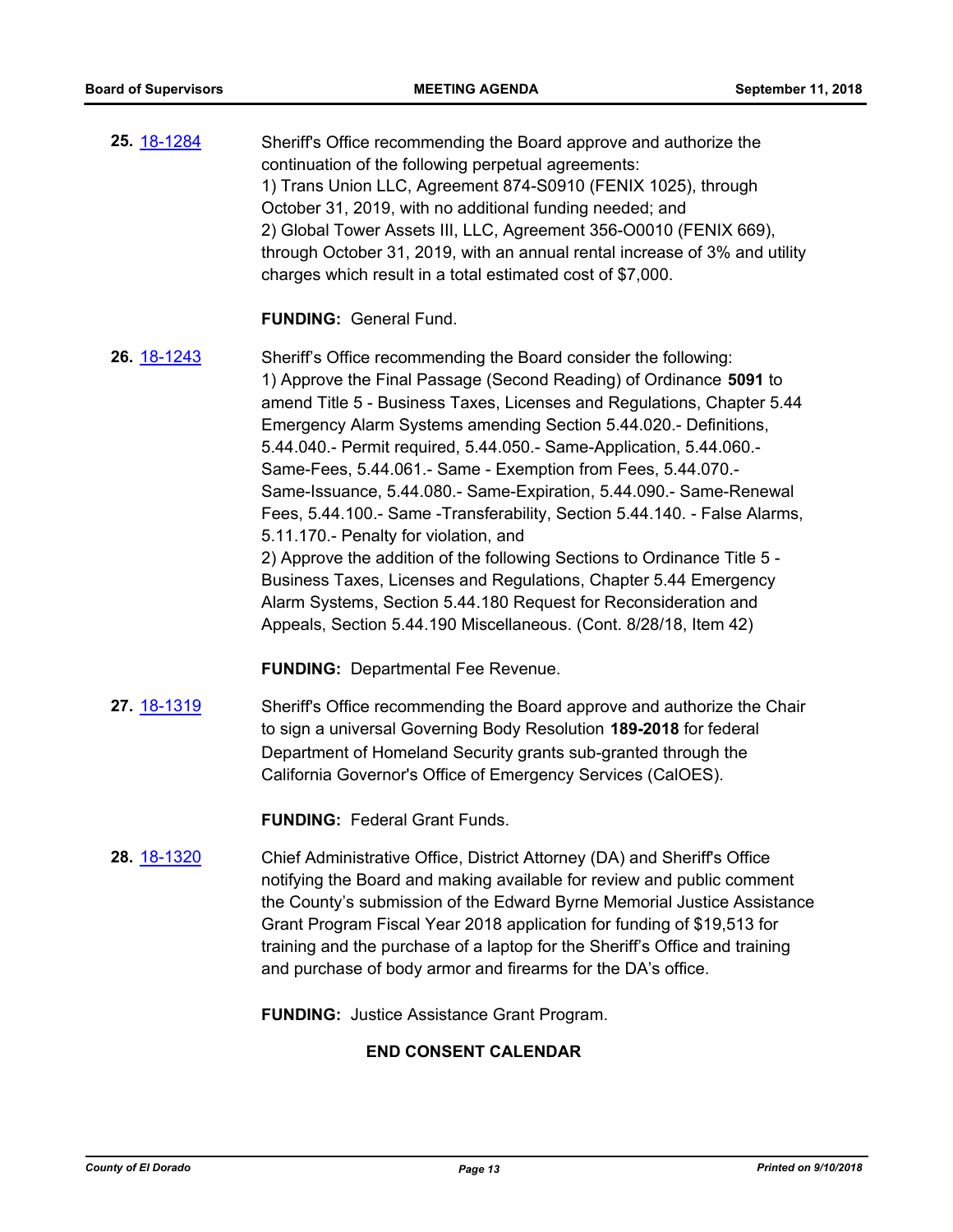**25.** 18-1284 Sheriff's Office recommending the Board approve and authorize the continuation of the following perpetual agreements:
1) Trans Union LLC, Agreement 874-S0910 (FENIX 1025), through October 31, 2019, with no additional funding needed; and
2) Global Tower Assets III, LLC, Agreement 356-O0010 (FENIX 669), through October 31, 2019, with an annual rental increase of 3% and utility charges which result in a total estimated cost of $7,000.

**FUNDING:** General Fund.

**26.** 18-1243 Sheriff's Office recommending the Board consider the following:
1) Approve the Final Passage (Second Reading) of Ordinance **5091** to amend Title 5 - Business Taxes, Licenses and Regulations, Chapter 5.44 Emergency Alarm Systems amending Section 5.44.020.- Definitions, 5.44.040.- Permit required, 5.44.050.- Same-Application, 5.44.060.- Same-Fees, 5.44.061.- Same - Exemption from Fees, 5.44.070.- Same-Issuance, 5.44.080.- Same-Expiration, 5.44.090.- Same-Renewal Fees, 5.44.100.- Same -Transferability, Section 5.44.140. - False Alarms, 5.11.170.- Penalty for violation, and
2) Approve the addition of the following Sections to Ordinance Title 5 - Business Taxes, Licenses and Regulations, Chapter 5.44 Emergency Alarm Systems, Section 5.44.180 Request for Reconsideration and Appeals, Section 5.44.190 Miscellaneous. (Cont. 8/28/18, Item 42)

**FUNDING:** Departmental Fee Revenue.

**27.** 18-1319 Sheriff's Office recommending the Board approve and authorize the Chair to sign a universal Governing Body Resolution **189-2018** for federal Department of Homeland Security grants sub-granted through the California Governor's Office of Emergency Services (CalOES).

**FUNDING:** Federal Grant Funds.

**28.** 18-1320 Chief Administrative Office, District Attorney (DA) and Sheriff's Office notifying the Board and making available for review and public comment the County's submission of the Edward Byrne Memorial Justice Assistance Grant Program Fiscal Year 2018 application for funding of $19,513 for training and the purchase of a laptop for the Sheriff's Office and training and purchase of body armor and firearms for the DA's office.

**FUNDING:** Justice Assistance Grant Program.

**END CONSENT CALENDAR**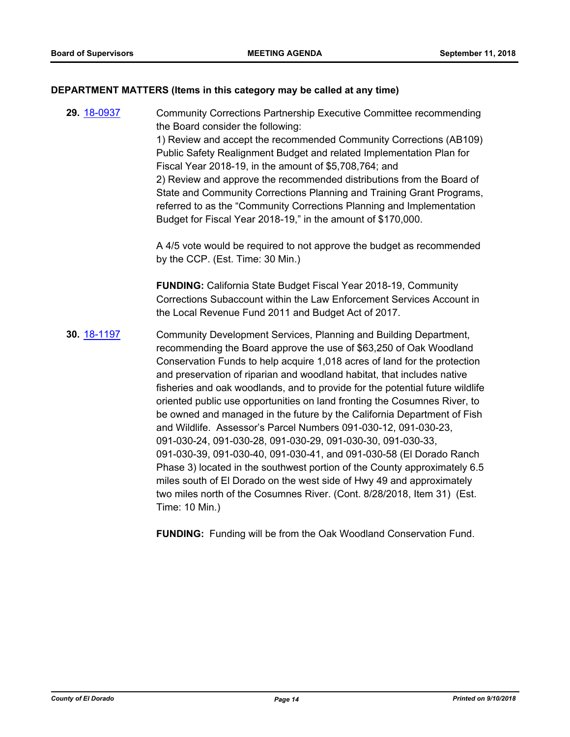## DEPARTMENT MATTERS (Items in this category may be called at any time)

**29.** [18-0937](18-0937)

Community Corrections Partnership Executive Committee recommending the Board consider the following:
1) Review and accept the recommended Community Corrections (AB109) Public Safety Realignment Budget and related Implementation Plan for Fiscal Year 2018-19, in the amount of $5,708,764; and
2) Review and approve the recommended distributions from the Board of State and Community Corrections Planning and Training Grant Programs, referred to as the "Community Corrections Planning and Implementation Budget for Fiscal Year 2018-19," in the amount of $170,000.

A 4/5 vote would be required to not approve the budget as recommended by the CCP. (Est. Time: 30 Min.)

**FUNDING:** California State Budget Fiscal Year 2018-19, Community Corrections Subaccount within the Law Enforcement Services Account in the Local Revenue Fund 2011 and Budget Act of 2017.

**30.** [18-1197](18-1197)

Community Development Services, Planning and Building Department, recommending the Board approve the use of $63,250 of Oak Woodland Conservation Funds to help acquire 1,018 acres of land for the protection and preservation of riparian and woodland habitat, that includes native fisheries and oak woodlands, and to provide for the potential future wildlife oriented public use opportunities on land fronting the Cosumnes River, to be owned and managed in the future by the California Department of Fish and Wildlife. Assessor's Parcel Numbers 091-030-12, 091-030-23, 091-030-24, 091-030-28, 091-030-29, 091-030-30, 091-030-33, 091-030-39, 091-030-40, 091-030-41, and 091-030-58 (El Dorado Ranch Phase 3) located in the southwest portion of the County approximately 6.5 miles south of El Dorado on the west side of Hwy 49 and approximately two miles north of the Cosumnes River. (Cont. 8/28/2018, Item 31) (Est. Time: 10 Min.)

**FUNDING:** Funding will be from the Oak Woodland Conservation Fund.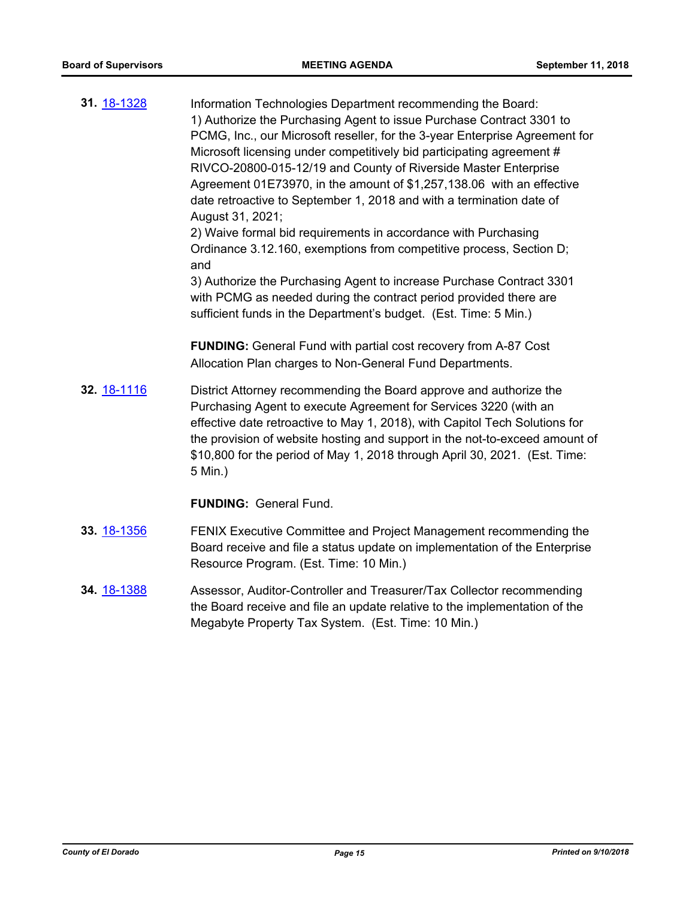**31.** 18-1328

Information Technologies Department recommending the Board:
1) Authorize the Purchasing Agent to issue Purchase Contract 3301 to PCMG, Inc., our Microsoft reseller, for the 3-year Enterprise Agreement for Microsoft licensing under competitively bid participating agreement # RIVCO-20800-015-12/19 and County of Riverside Master Enterprise Agreement 01E73970, in the amount of $1,257,138.06 with an effective date retroactive to September 1, 2018 and with a termination date of August 31, 2021;
2) Waive formal bid requirements in accordance with Purchasing Ordinance 3.12.160, exemptions from competitive process, Section D; and
3) Authorize the Purchasing Agent to increase Purchase Contract 3301 with PCMG as needed during the contract period provided there are sufficient funds in the Department's budget. (Est. Time: 5 Min.)

**FUNDING:** General Fund with partial cost recovery from A-87 Cost Allocation Plan charges to Non-General Fund Departments.

**32.** 18-1116

District Attorney recommending the Board approve and authorize the Purchasing Agent to execute Agreement for Services 3220 (with an effective date retroactive to May 1, 2018), with Capitol Tech Solutions for the provision of website hosting and support in the not-to-exceed amount of $10,800 for the period of May 1, 2018 through April 30, 2021. (Est. Time: 5 Min.)

**FUNDING:** General Fund.

**33.** 18-1356

FENIX Executive Committee and Project Management recommending the Board receive and file a status update on implementation of the Enterprise Resource Program. (Est. Time: 10 Min.)

**34.** 18-1388

Assessor, Auditor-Controller and Treasurer/Tax Collector recommending the Board receive and file an update relative to the implementation of the Megabyte Property Tax System. (Est. Time: 10 Min.)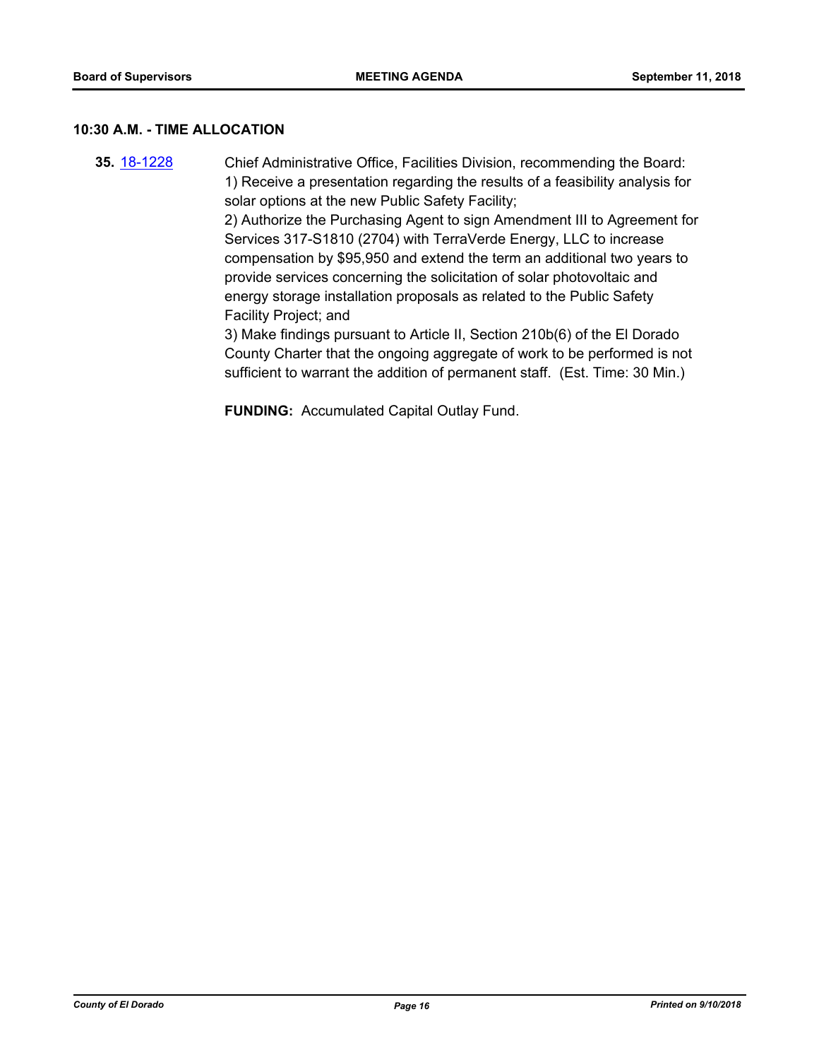### 10:30 A.M. - TIME ALLOCATION

**35.** [18-1228]

Chief Administrative Office, Facilities Division, recommending the Board:
1) Receive a presentation regarding the results of a feasibility analysis for solar options at the new Public Safety Facility;
2) Authorize the Purchasing Agent to sign Amendment III to Agreement for Services 317-S1810 (2704) with TerraVerde Energy, LLC to increase compensation by $95,950 and extend the term an additional two years to provide services concerning the solicitation of solar photovoltaic and energy storage installation proposals as related to the Public Safety Facility Project; and
3) Make findings pursuant to Article II, Section 210b(6) of the El Dorado County Charter that the ongoing aggregate of work to be performed is not sufficient to warrant the addition of permanent staff. (Est. Time: 30 Min.)

**FUNDING:** Accumulated Capital Outlay Fund.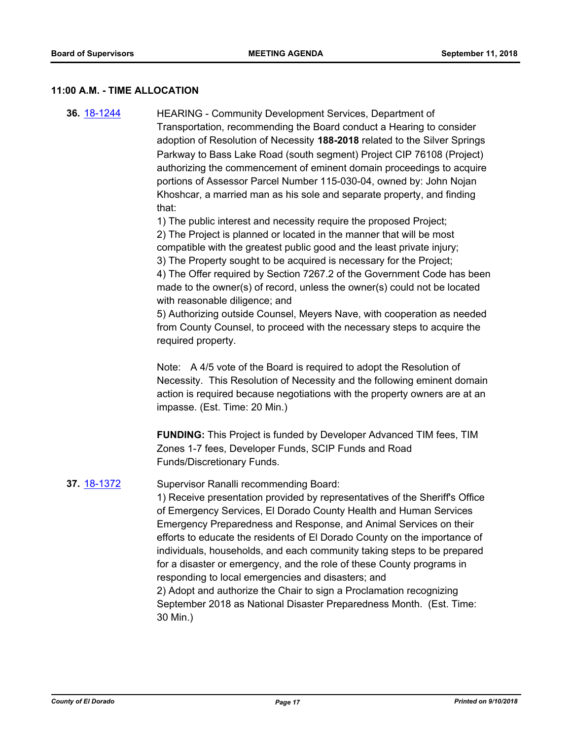**11:00 A.M. - TIME ALLOCATION**

**36.** 18-1244 HEARING - Community Development Services, Department of Transportation, recommending the Board conduct a Hearing to consider adoption of Resolution of Necessity **188-2018** related to the Silver Springs Parkway to Bass Lake Road (south segment) Project CIP 76108 (Project) authorizing the commencement of eminent domain proceedings to acquire portions of Assessor Parcel Number 115-030-04, owned by: John Nojan Khoshcar, a married man as his sole and separate property, and finding that:

1) The public interest and necessity require the proposed Project;
2) The Project is planned or located in the manner that will be most compatible with the greatest public good and the least private injury;
3) The Property sought to be acquired is necessary for the Project;
4) The Offer required by Section 7267.2 of the Government Code has been made to the owner(s) of record, unless the owner(s) could not be located with reasonable diligence; and
5) Authorizing outside Counsel, Meyers Nave, with cooperation as needed from County Counsel, to proceed with the necessary steps to acquire the required property.

Note: A 4/5 vote of the Board is required to adopt the Resolution of Necessity. This Resolution of Necessity and the following eminent domain action is required because negotiations with the property owners are at an impasse. (Est. Time: 20 Min.)

**FUNDING:** This Project is funded by Developer Advanced TIM fees, TIM Zones 1-7 fees, Developer Funds, SCIP Funds and Road Funds/Discretionary Funds.

**37.** 18-1372 Supervisor Ranalli recommending Board:

1) Receive presentation provided by representatives of the Sheriff's Office of Emergency Services, El Dorado County Health and Human Services Emergency Preparedness and Response, and Animal Services on their efforts to educate the residents of El Dorado County on the importance of individuals, households, and each community taking steps to be prepared for a disaster or emergency, and the role of these County programs in responding to local emergencies and disasters; and
2) Adopt and authorize the Chair to sign a Proclamation recognizing September 2018 as National Disaster Preparedness Month. (Est. Time: 30 Min.)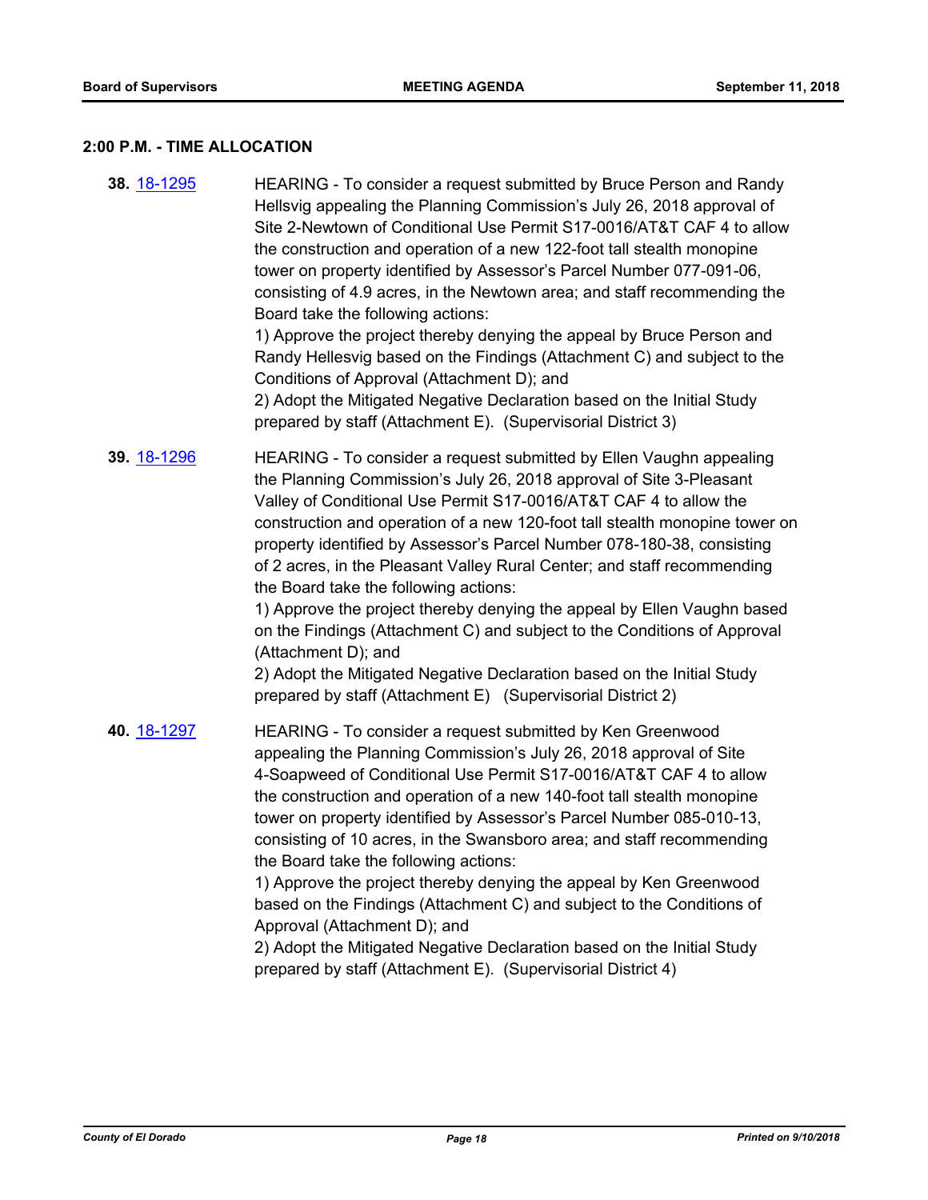## 2:00 P.M. - TIME ALLOCATION

**38.** [18-1295](18-1295) HEARING - To consider a request submitted by Bruce Person and Randy Hellsvig appealing the Planning Commission's July 26, 2018 approval of Site 2-Newtown of Conditional Use Permit S17-0016/AT&T CAF 4 to allow the construction and operation of a new 122-foot tall stealth monopine tower on property identified by Assessor's Parcel Number 077-091-06, consisting of 4.9 acres, in the Newtown area; and staff recommending the Board take the following actions:
1) Approve the project thereby denying the appeal by Bruce Person and Randy Hellesvig based on the Findings (Attachment C) and subject to the Conditions of Approval (Attachment D); and
2) Adopt the Mitigated Negative Declaration based on the Initial Study prepared by staff (Attachment E). (Supervisorial District 3)

**39.** [18-1296](18-1296) HEARING - To consider a request submitted by Ellen Vaughn appealing the Planning Commission's July 26, 2018 approval of Site 3-Pleasant Valley of Conditional Use Permit S17-0016/AT&T CAF 4 to allow the construction and operation of a new 120-foot tall stealth monopine tower on property identified by Assessor's Parcel Number 078-180-38, consisting of 2 acres, in the Pleasant Valley Rural Center; and staff recommending the Board take the following actions:
1) Approve the project thereby denying the appeal by Ellen Vaughn based on the Findings (Attachment C) and subject to the Conditions of Approval (Attachment D); and
2) Adopt the Mitigated Negative Declaration based on the Initial Study prepared by staff (Attachment E) (Supervisorial District 2)

**40.** [18-1297](18-1297) HEARING - To consider a request submitted by Ken Greenwood appealing the Planning Commission's July 26, 2018 approval of Site 4-Soapweed of Conditional Use Permit S17-0016/AT&T CAF 4 to allow the construction and operation of a new 140-foot tall stealth monopine tower on property identified by Assessor's Parcel Number 085-010-13, consisting of 10 acres, in the Swansboro area; and staff recommending the Board take the following actions:
1) Approve the project thereby denying the appeal by Ken Greenwood based on the Findings (Attachment C) and subject to the Conditions of Approval (Attachment D); and
2) Adopt the Mitigated Negative Declaration based on the Initial Study prepared by staff (Attachment E). (Supervisorial District 4)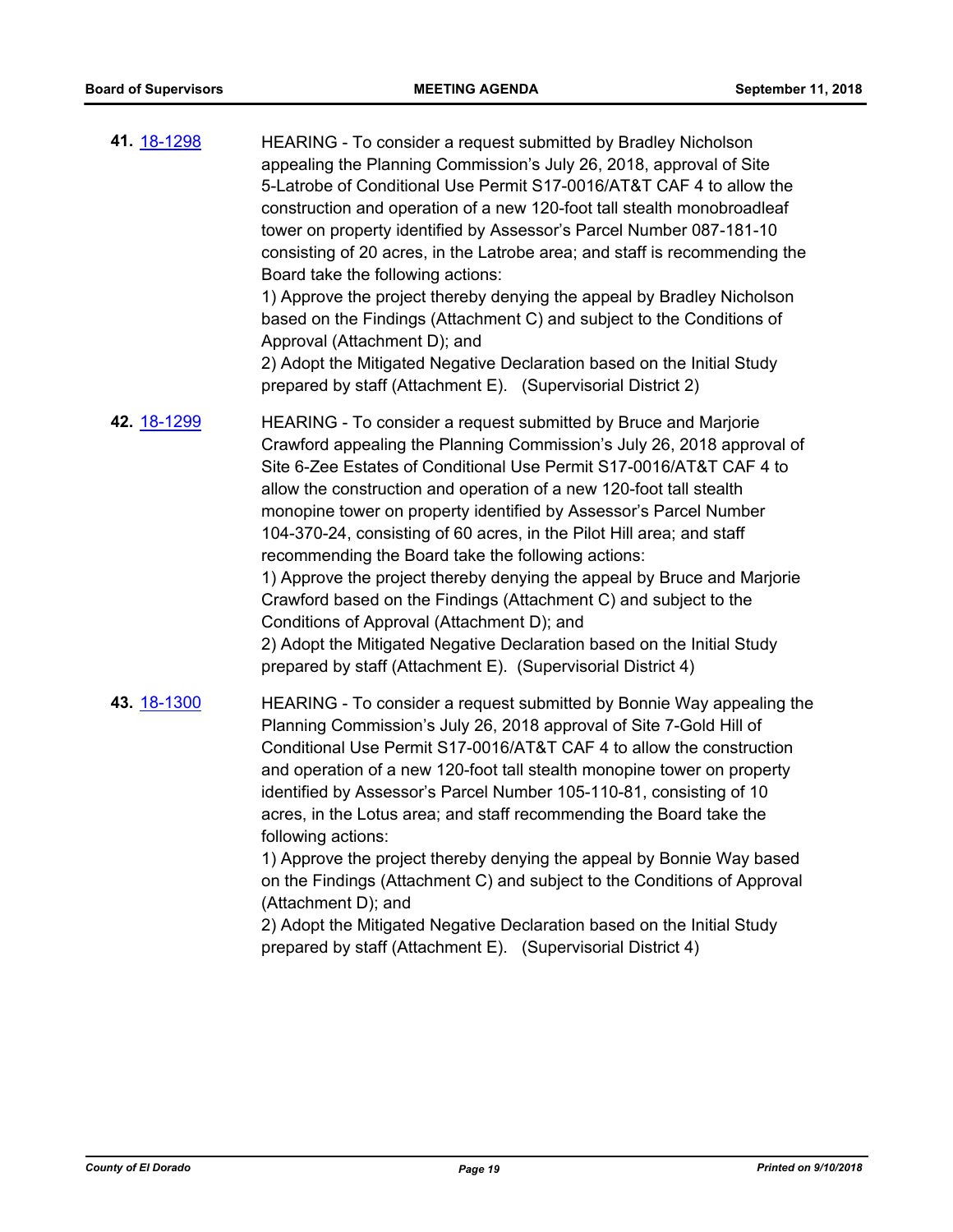**41.** 18-1298

HEARING - To consider a request submitted by Bradley Nicholson appealing the Planning Commission's July 26, 2018, approval of Site 5-Latrobe of Conditional Use Permit S17-0016/AT&T CAF 4 to allow the construction and operation of a new 120-foot tall stealth monobroadleaf tower on property identified by Assessor's Parcel Number 087-181-10 consisting of 20 acres, in the Latrobe area; and staff is recommending the Board take the following actions:
1) Approve the project thereby denying the appeal by Bradley Nicholson based on the Findings (Attachment C) and subject to the Conditions of Approval (Attachment D); and
2) Adopt the Mitigated Negative Declaration based on the Initial Study prepared by staff (Attachment E). (Supervisorial District 2)

**42.** 18-1299

HEARING - To consider a request submitted by Bruce and Marjorie Crawford appealing the Planning Commission's July 26, 2018 approval of Site 6-Zee Estates of Conditional Use Permit S17-0016/AT&T CAF 4 to allow the construction and operation of a new 120-foot tall stealth monopine tower on property identified by Assessor's Parcel Number 104-370-24, consisting of 60 acres, in the Pilot Hill area; and staff recommending the Board take the following actions:
1) Approve the project thereby denying the appeal by Bruce and Marjorie Crawford based on the Findings (Attachment C) and subject to the Conditions of Approval (Attachment D); and
2) Adopt the Mitigated Negative Declaration based on the Initial Study prepared by staff (Attachment E). (Supervisorial District 4)

**43.** 18-1300

HEARING - To consider a request submitted by Bonnie Way appealing the Planning Commission's July 26, 2018 approval of Site 7-Gold Hill of Conditional Use Permit S17-0016/AT&T CAF 4 to allow the construction and operation of a new 120-foot tall stealth monopine tower on property identified by Assessor's Parcel Number 105-110-81, consisting of 10 acres, in the Lotus area; and staff recommending the Board take the following actions:
1) Approve the project thereby denying the appeal by Bonnie Way based on the Findings (Attachment C) and subject to the Conditions of Approval (Attachment D); and
2) Adopt the Mitigated Negative Declaration based on the Initial Study prepared by staff (Attachment E). (Supervisorial District 4)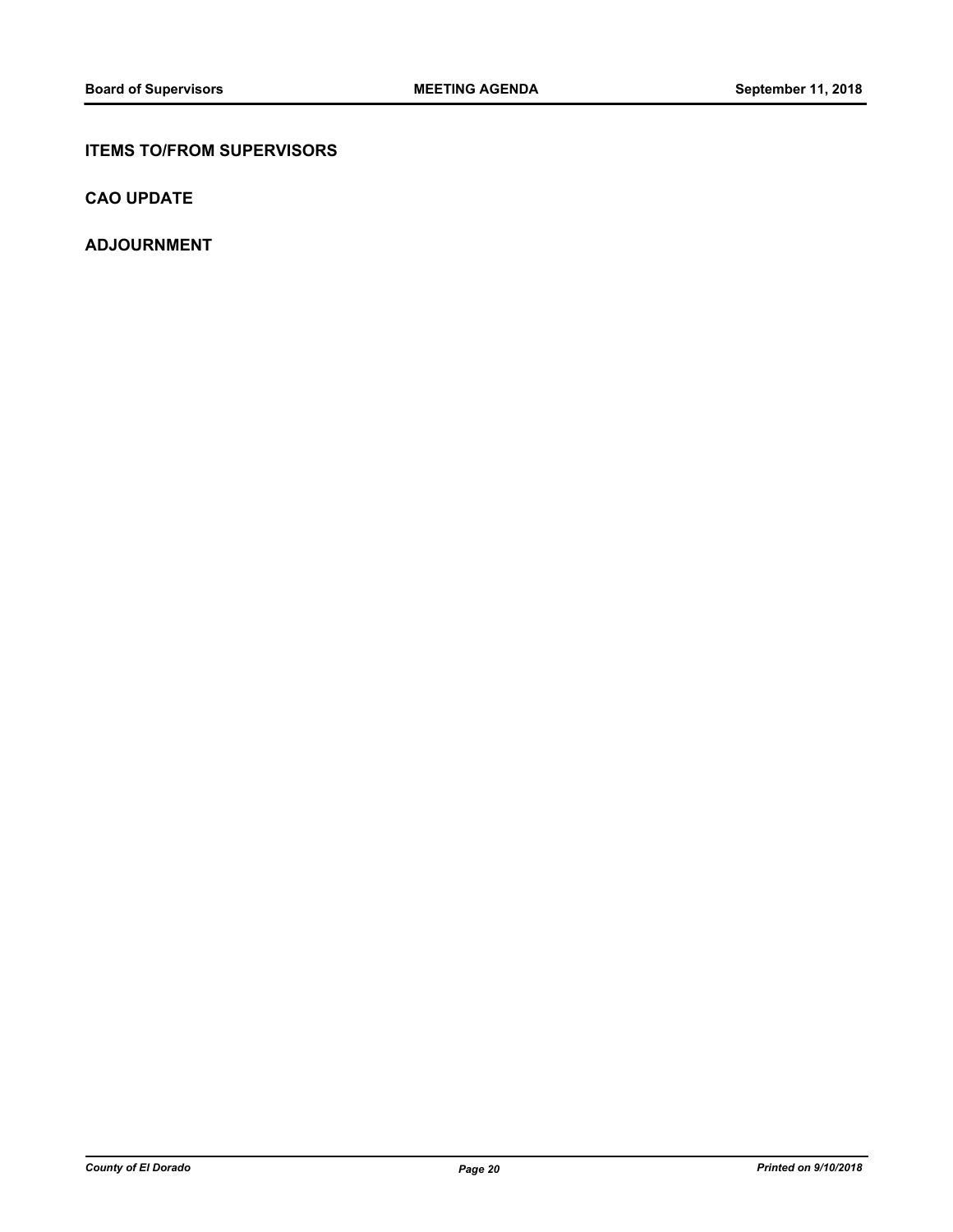## ITEMS TO/FROM SUPERVISORS

## CAO UPDATE

## ADJOURNMENT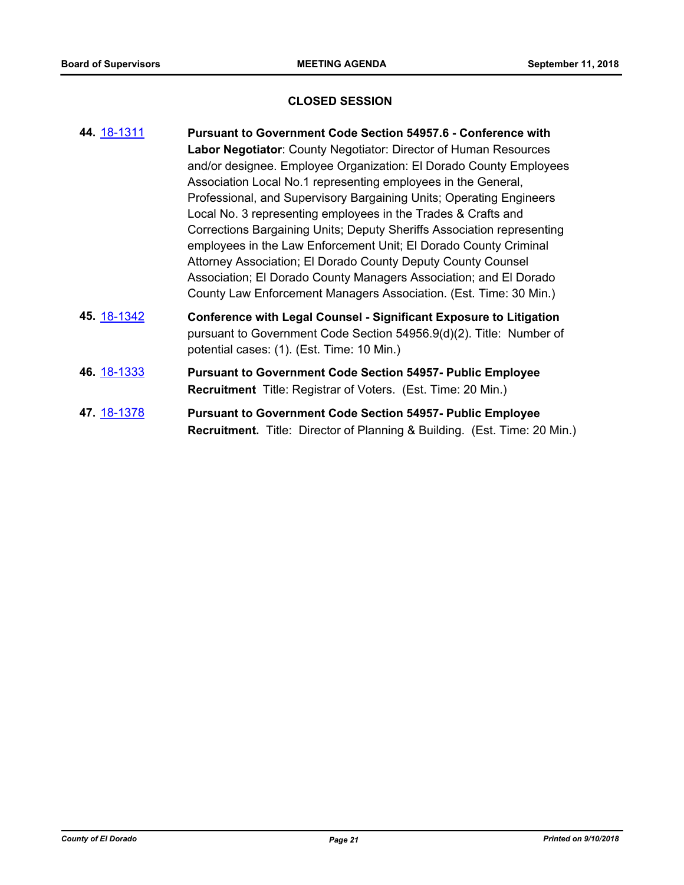## CLOSED SESSION

**44.** 18-1311 **Pursuant to Government Code Section 54957.6 - Conference with Labor Negotiator**: County Negotiator: Director of Human Resources and/or designee. Employee Organization: El Dorado County Employees Association Local No.1 representing employees in the General, Professional, and Supervisory Bargaining Units; Operating Engineers Local No. 3 representing employees in the Trades & Crafts and Corrections Bargaining Units; Deputy Sheriffs Association representing employees in the Law Enforcement Unit; El Dorado County Criminal Attorney Association; El Dorado County Deputy County Counsel Association; El Dorado County Managers Association; and El Dorado County Law Enforcement Managers Association. (Est. Time: 30 Min.)

**45.** 18-1342 **Conference with Legal Counsel - Significant Exposure to Litigation** pursuant to Government Code Section 54956.9(d)(2). Title: Number of potential cases: (1). (Est. Time: 10 Min.)

**46.** 18-1333 **Pursuant to Government Code Section 54957- Public Employee Recruitment** Title: Registrar of Voters. (Est. Time: 20 Min.)

**47.** 18-1378 **Pursuant to Government Code Section 54957- Public Employee Recruitment.** Title: Director of Planning & Building. (Est. Time: 20 Min.)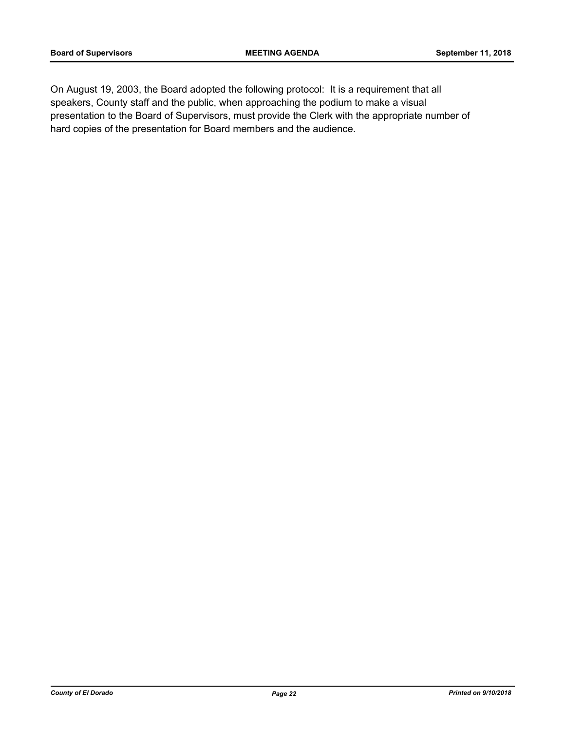On August 19, 2003, the Board adopted the following protocol: It is a requirement that all speakers, County staff and the public, when approaching the podium to make a visual presentation to the Board of Supervisors, must provide the Clerk with the appropriate number of hard copies of the presentation for Board members and the audience.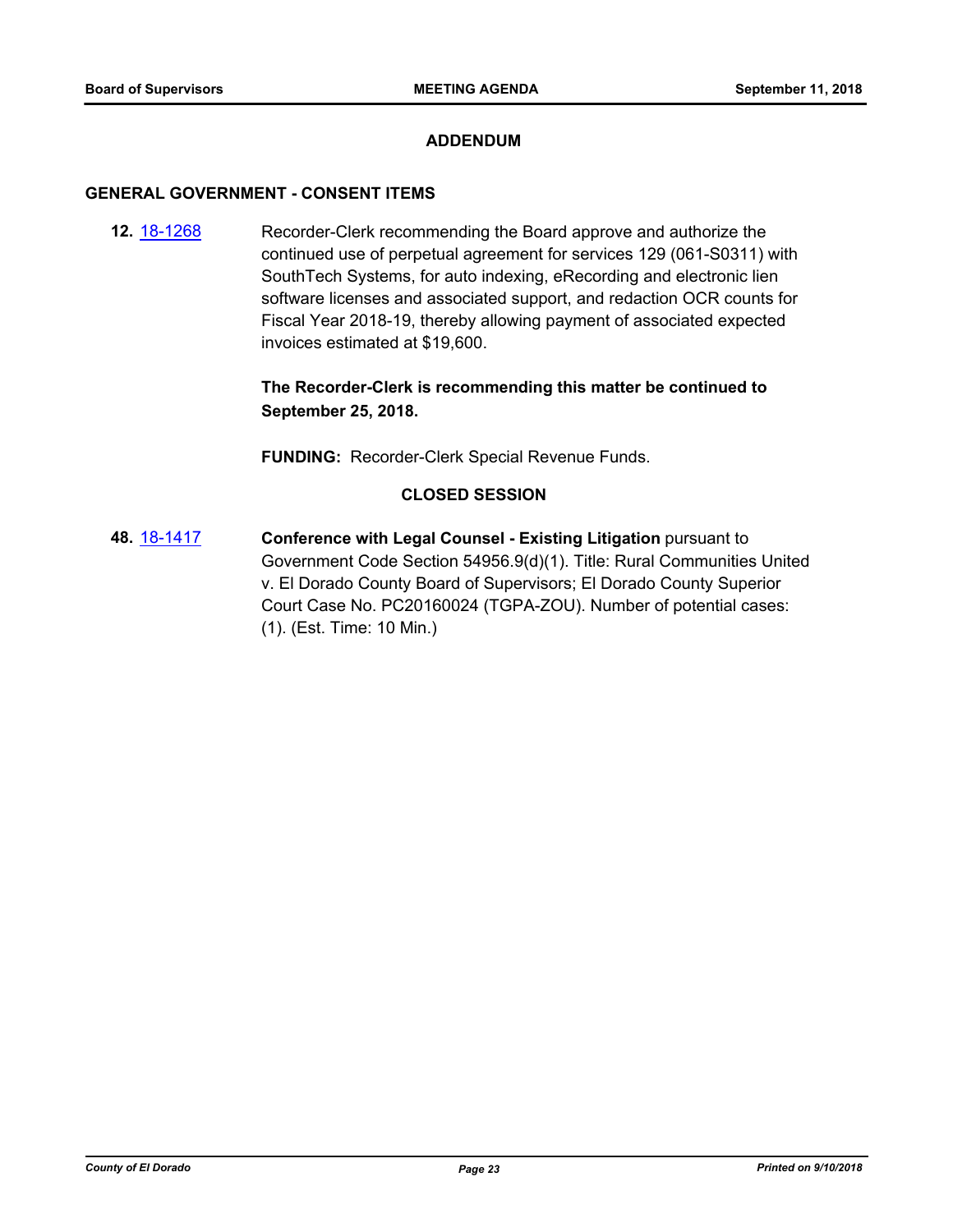## ADDENDUM

### GENERAL GOVERNMENT - CONSENT ITEMS

**12.** [18-1268](18-1268) Recorder-Clerk recommending the Board approve and authorize the continued use of perpetual agreement for services 129 (061-S0311) with SouthTech Systems, for auto indexing, eRecording and electronic lien software licenses and associated support, and redaction OCR counts for Fiscal Year 2018-19, thereby allowing payment of associated expected invoices estimated at $19,600.

**The Recorder-Clerk is recommending this matter be continued to September 25, 2018.**

**FUNDING:** Recorder-Clerk Special Revenue Funds.

### CLOSED SESSION

**48.** [18-1417](18-1417) **Conference with Legal Counsel - Existing Litigation** pursuant to Government Code Section 54956.9(d)(1). Title: Rural Communities United v. El Dorado County Board of Supervisors; El Dorado County Superior Court Case No. PC20160024 (TGPA-ZOU). Number of potential cases: (1). (Est. Time: 10 Min.)